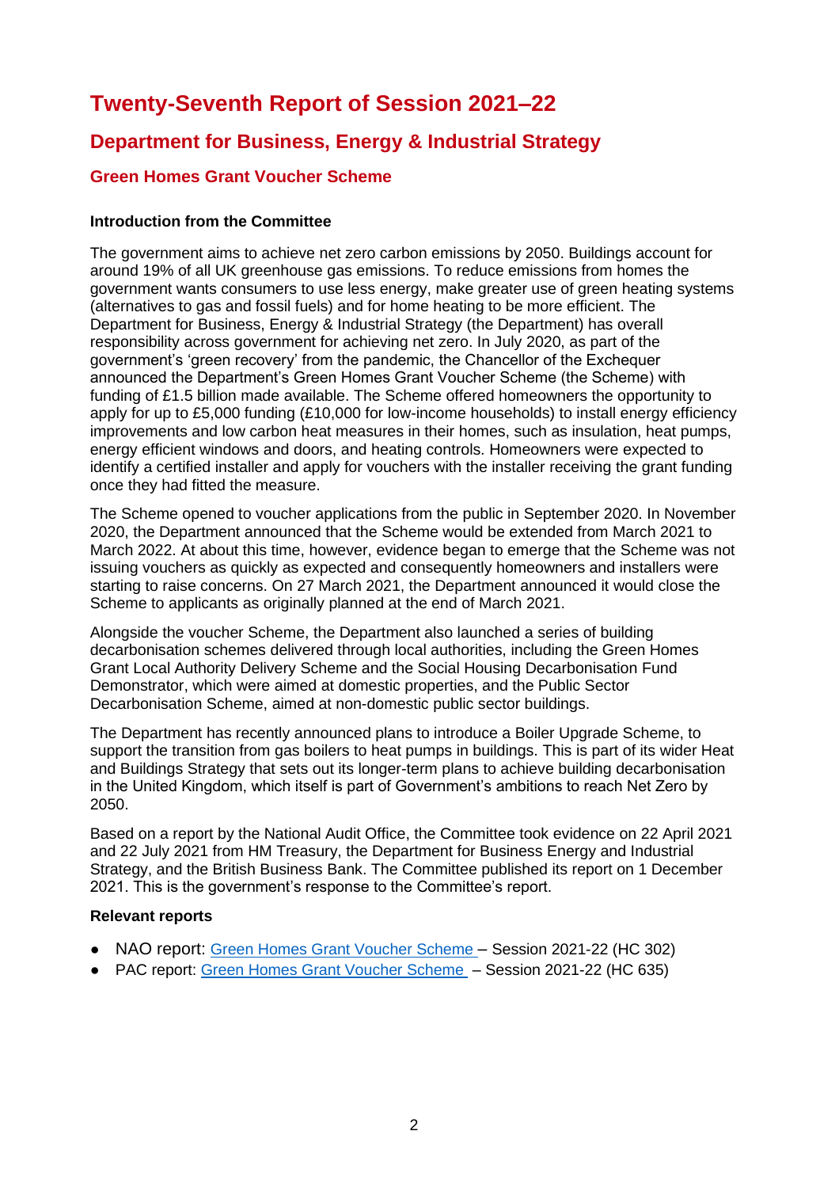# Twenty-Seventh Report of Session 2021–22

## Department for Business, Energy & Industrial Strategy

### Green Homes Grant Voucher Scheme

**Introduction from the Committee**

The government aims to achieve net zero carbon emissions by 2050. Buildings account for around 19% of all UK greenhouse gas emissions. To reduce emissions from homes the government wants consumers to use less energy, make greater use of green heating systems (alternatives to gas and fossil fuels) and for home heating to be more efficient. The Department for Business, Energy & Industrial Strategy (the Department) has overall responsibility across government for achieving net zero. In July 2020, as part of the government's 'green recovery' from the pandemic, the Chancellor of the Exchequer announced the Department's Green Homes Grant Voucher Scheme (the Scheme) with funding of £1.5 billion made available. The Scheme offered homeowners the opportunity to apply for up to £5,000 funding (£10,000 for low-income households) to install energy efficiency improvements and low carbon heat measures in their homes, such as insulation, heat pumps, energy efficient windows and doors, and heating controls. Homeowners were expected to identify a certified installer and apply for vouchers with the installer receiving the grant funding once they had fitted the measure.

The Scheme opened to voucher applications from the public in September 2020. In November 2020, the Department announced that the Scheme would be extended from March 2021 to March 2022. At about this time, however, evidence began to emerge that the Scheme was not issuing vouchers as quickly as expected and consequently homeowners and installers were starting to raise concerns. On 27 March 2021, the Department announced it would close the Scheme to applicants as originally planned at the end of March 2021.

Alongside the voucher Scheme, the Department also launched a series of building decarbonisation schemes delivered through local authorities, including the Green Homes Grant Local Authority Delivery Scheme and the Social Housing Decarbonisation Fund Demonstrator, which were aimed at domestic properties, and the Public Sector Decarbonisation Scheme, aimed at non-domestic public sector buildings.

The Department has recently announced plans to introduce a Boiler Upgrade Scheme, to support the transition from gas boilers to heat pumps in buildings. This is part of its wider Heat and Buildings Strategy that sets out its longer-term plans to achieve building decarbonisation in the United Kingdom, which itself is part of Government's ambitions to reach Net Zero by 2050.

Based on a report by the National Audit Office, the Committee took evidence on 22 April 2021 and 22 July 2021 from HM Treasury, the Department for Business Energy and Industrial Strategy, and the British Business Bank. The Committee published its report on 1 December 2021. This is the government's response to the Committee's report.

**Relevant reports**

- NAO report: Green Homes Grant Voucher Scheme – Session 2021-22 (HC 302)
- PAC report: Green Homes Grant Voucher Scheme – Session 2021-22 (HC 635)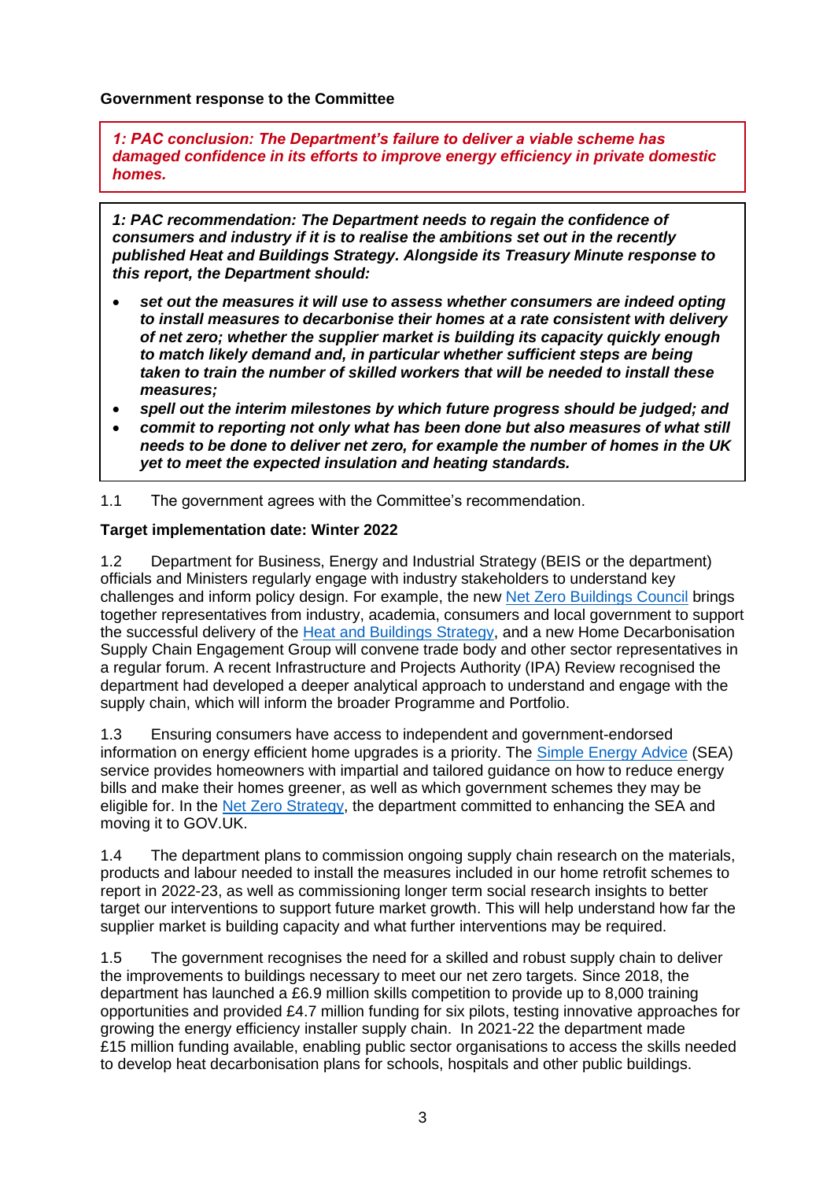**Government response to the Committee**

***1: PAC conclusion: The Department's failure to deliver a viable scheme has damaged confidence in its efforts to improve energy efficiency in private domestic homes.***

***1: PAC recommendation: The Department needs to regain the confidence of consumers and industry if it is to realise the ambitions set out in the recently published Heat and Buildings Strategy. Alongside its Treasury Minute response to this report, the Department should:***

- ***set out the measures it will use to assess whether consumers are indeed opting to install measures to decarbonise their homes at a rate consistent with delivery of net zero; whether the supplier market is building its capacity quickly enough to match likely demand and, in particular whether sufficient steps are being taken to train the number of skilled workers that will be needed to install these measures;***
- ***spell out the interim milestones by which future progress should be judged; and***
- ***commit to reporting not only what has been done but also measures of what still needs to be done to deliver net zero, for example the number of homes in the UK yet to meet the expected insulation and heating standards.***

1.1 The government agrees with the Committee's recommendation.

**Target implementation date: Winter 2022**

1.2 Department for Business, Energy and Industrial Strategy (BEIS or the department) officials and Ministers regularly engage with industry stakeholders to understand key challenges and inform policy design. For example, the new Net Zero Buildings Council brings together representatives from industry, academia, consumers and local government to support the successful delivery of the Heat and Buildings Strategy, and a new Home Decarbonisation Supply Chain Engagement Group will convene trade body and other sector representatives in a regular forum. A recent Infrastructure and Projects Authority (IPA) Review recognised the department had developed a deeper analytical approach to understand and engage with the supply chain, which will inform the broader Programme and Portfolio.

1.3 Ensuring consumers have access to independent and government-endorsed information on energy efficient home upgrades is a priority. The Simple Energy Advice (SEA) service provides homeowners with impartial and tailored guidance on how to reduce energy bills and make their homes greener, as well as which government schemes they may be eligible for. In the Net Zero Strategy, the department committed to enhancing the SEA and moving it to GOV.UK.

1.4 The department plans to commission ongoing supply chain research on the materials, products and labour needed to install the measures included in our home retrofit schemes to report in 2022-23, as well as commissioning longer term social research insights to better target our interventions to support future market growth. This will help understand how far the supplier market is building capacity and what further interventions may be required.

1.5 The government recognises the need for a skilled and robust supply chain to deliver the improvements to buildings necessary to meet our net zero targets. Since 2018, the department has launched a £6.9 million skills competition to provide up to 8,000 training opportunities and provided £4.7 million funding for six pilots, testing innovative approaches for growing the energy efficiency installer supply chain. In 2021-22 the department made £15 million funding available, enabling public sector organisations to access the skills needed to develop heat decarbonisation plans for schools, hospitals and other public buildings.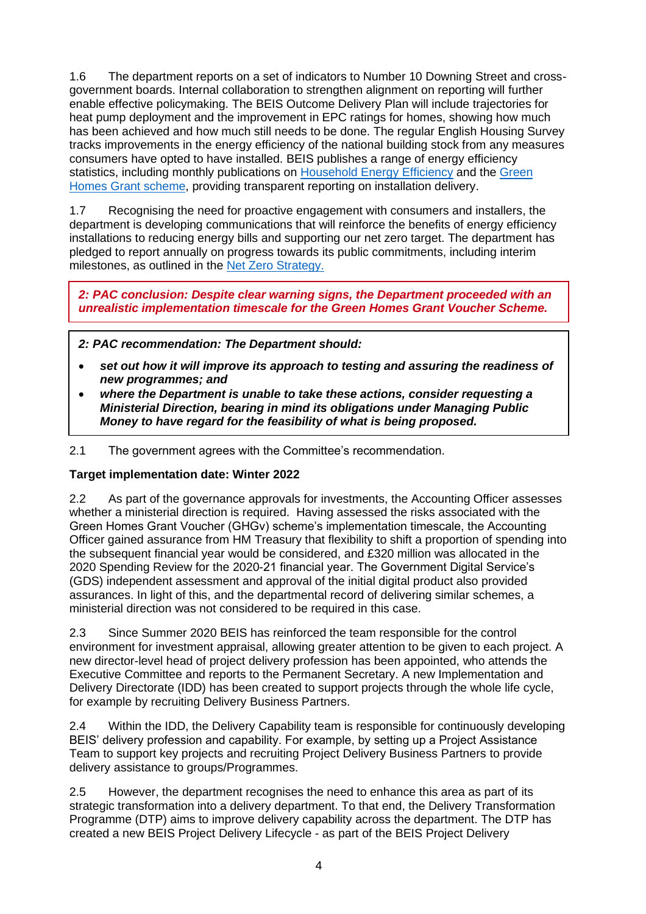1.6 The department reports on a set of indicators to Number 10 Downing Street and cross-government boards. Internal collaboration to strengthen alignment on reporting will further enable effective policymaking. The BEIS Outcome Delivery Plan will include trajectories for heat pump deployment and the improvement in EPC ratings for homes, showing how much has been achieved and how much still needs to be done. The regular English Housing Survey tracks improvements in the energy efficiency of the national building stock from any measures consumers have opted to have installed. BEIS publishes a range of energy efficiency statistics, including monthly publications on Household Energy Efficiency and the Green Homes Grant scheme, providing transparent reporting on installation delivery.

1.7 Recognising the need for proactive engagement with consumers and installers, the department is developing communications that will reinforce the benefits of energy efficiency installations to reducing energy bills and supporting our net zero target. The department has pledged to report annually on progress towards its public commitments, including interim milestones, as outlined in the Net Zero Strategy.

***2: PAC conclusion: Despite clear warning signs, the Department proceeded with an unrealistic implementation timescale for the Green Homes Grant Voucher Scheme.***

***2: PAC recommendation: The Department should:***

- ***set out how it will improve its approach to testing and assuring the readiness of new programmes; and***
- ***where the Department is unable to take these actions, consider requesting a Ministerial Direction, bearing in mind its obligations under Managing Public Money to have regard for the feasibility of what is being proposed.***

2.1 The government agrees with the Committee's recommendation.

**Target implementation date: Winter 2022**

2.2 As part of the governance approvals for investments, the Accounting Officer assesses whether a ministerial direction is required. Having assessed the risks associated with the Green Homes Grant Voucher (GHGv) scheme's implementation timescale, the Accounting Officer gained assurance from HM Treasury that flexibility to shift a proportion of spending into the subsequent financial year would be considered, and £320 million was allocated in the 2020 Spending Review for the 2020-21 financial year. The Government Digital Service's (GDS) independent assessment and approval of the initial digital product also provided assurances. In light of this, and the departmental record of delivering similar schemes, a ministerial direction was not considered to be required in this case.

2.3 Since Summer 2020 BEIS has reinforced the team responsible for the control environment for investment appraisal, allowing greater attention to be given to each project. A new director-level head of project delivery profession has been appointed, who attends the Executive Committee and reports to the Permanent Secretary. A new Implementation and Delivery Directorate (IDD) has been created to support projects through the whole life cycle, for example by recruiting Delivery Business Partners.

2.4 Within the IDD, the Delivery Capability team is responsible for continuously developing BEIS' delivery profession and capability. For example, by setting up a Project Assistance Team to support key projects and recruiting Project Delivery Business Partners to provide delivery assistance to groups/Programmes.

2.5 However, the department recognises the need to enhance this area as part of its strategic transformation into a delivery department. To that end, the Delivery Transformation Programme (DTP) aims to improve delivery capability across the department. The DTP has created a new BEIS Project Delivery Lifecycle - as part of the BEIS Project Delivery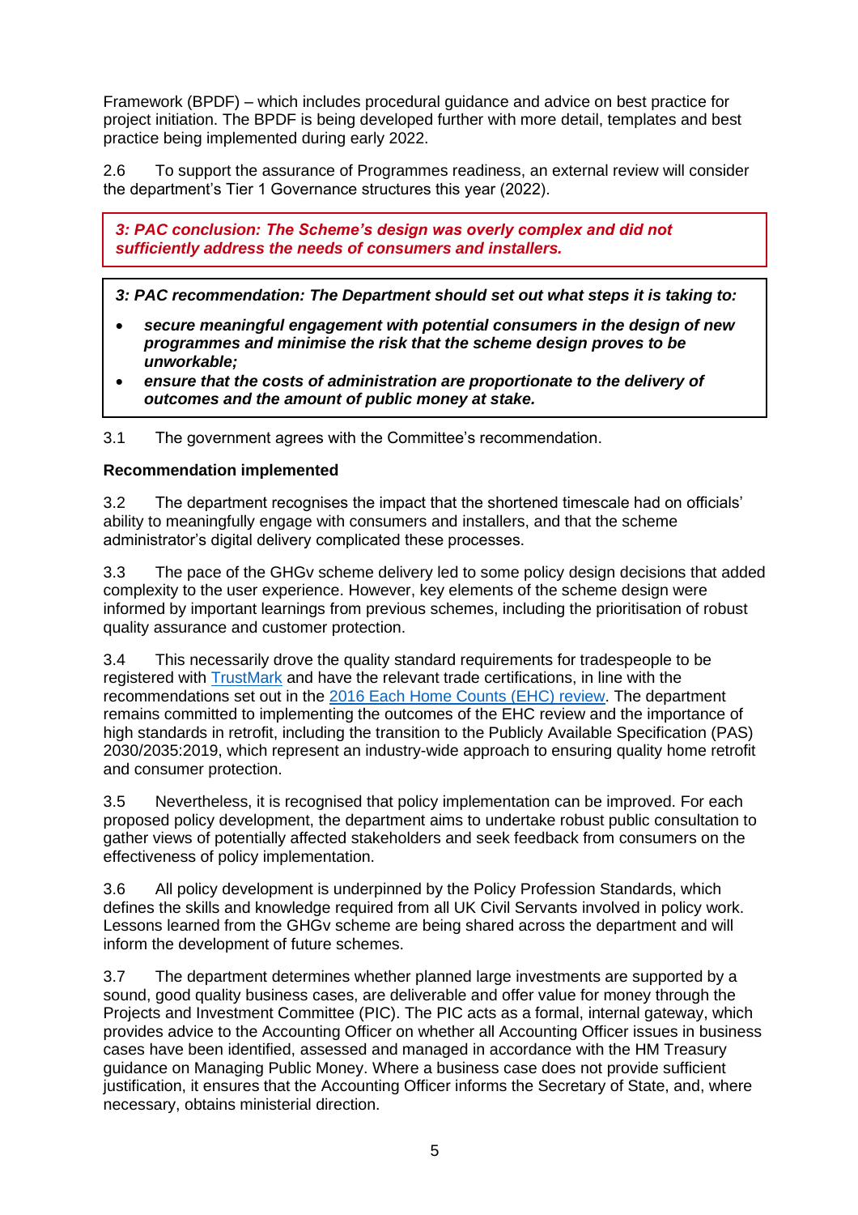Framework (BPDF) – which includes procedural guidance and advice on best practice for project initiation. The BPDF is being developed further with more detail, templates and best practice being implemented during early 2022.

2.6 To support the assurance of Programmes readiness, an external review will consider the department's Tier 1 Governance structures this year (2022).

***3: PAC conclusion: The Scheme's design was overly complex and did not sufficiently address the needs of consumers and installers.***

***3: PAC recommendation: The Department should set out what steps it is taking to:***

- ***secure meaningful engagement with potential consumers in the design of new programmes and minimise the risk that the scheme design proves to be unworkable;***
- ***ensure that the costs of administration are proportionate to the delivery of outcomes and the amount of public money at stake.***

3.1 The government agrees with the Committee's recommendation.

**Recommendation implemented**

3.2 The department recognises the impact that the shortened timescale had on officials' ability to meaningfully engage with consumers and installers, and that the scheme administrator's digital delivery complicated these processes.

3.3 The pace of the GHGv scheme delivery led to some policy design decisions that added complexity to the user experience. However, key elements of the scheme design were informed by important learnings from previous schemes, including the prioritisation of robust quality assurance and customer protection.

3.4 This necessarily drove the quality standard requirements for tradespeople to be registered with TrustMark and have the relevant trade certifications, in line with the recommendations set out in the 2016 Each Home Counts (EHC) review. The department remains committed to implementing the outcomes of the EHC review and the importance of high standards in retrofit, including the transition to the Publicly Available Specification (PAS) 2030/2035:2019, which represent an industry-wide approach to ensuring quality home retrofit and consumer protection.

3.5 Nevertheless, it is recognised that policy implementation can be improved. For each proposed policy development, the department aims to undertake robust public consultation to gather views of potentially affected stakeholders and seek feedback from consumers on the effectiveness of policy implementation.

3.6 All policy development is underpinned by the Policy Profession Standards, which defines the skills and knowledge required from all UK Civil Servants involved in policy work. Lessons learned from the GHGv scheme are being shared across the department and will inform the development of future schemes.

3.7 The department determines whether planned large investments are supported by a sound, good quality business cases, are deliverable and offer value for money through the Projects and Investment Committee (PIC). The PIC acts as a formal, internal gateway, which provides advice to the Accounting Officer on whether all Accounting Officer issues in business cases have been identified, assessed and managed in accordance with the HM Treasury guidance on Managing Public Money. Where a business case does not provide sufficient justification, it ensures that the Accounting Officer informs the Secretary of State, and, where necessary, obtains ministerial direction.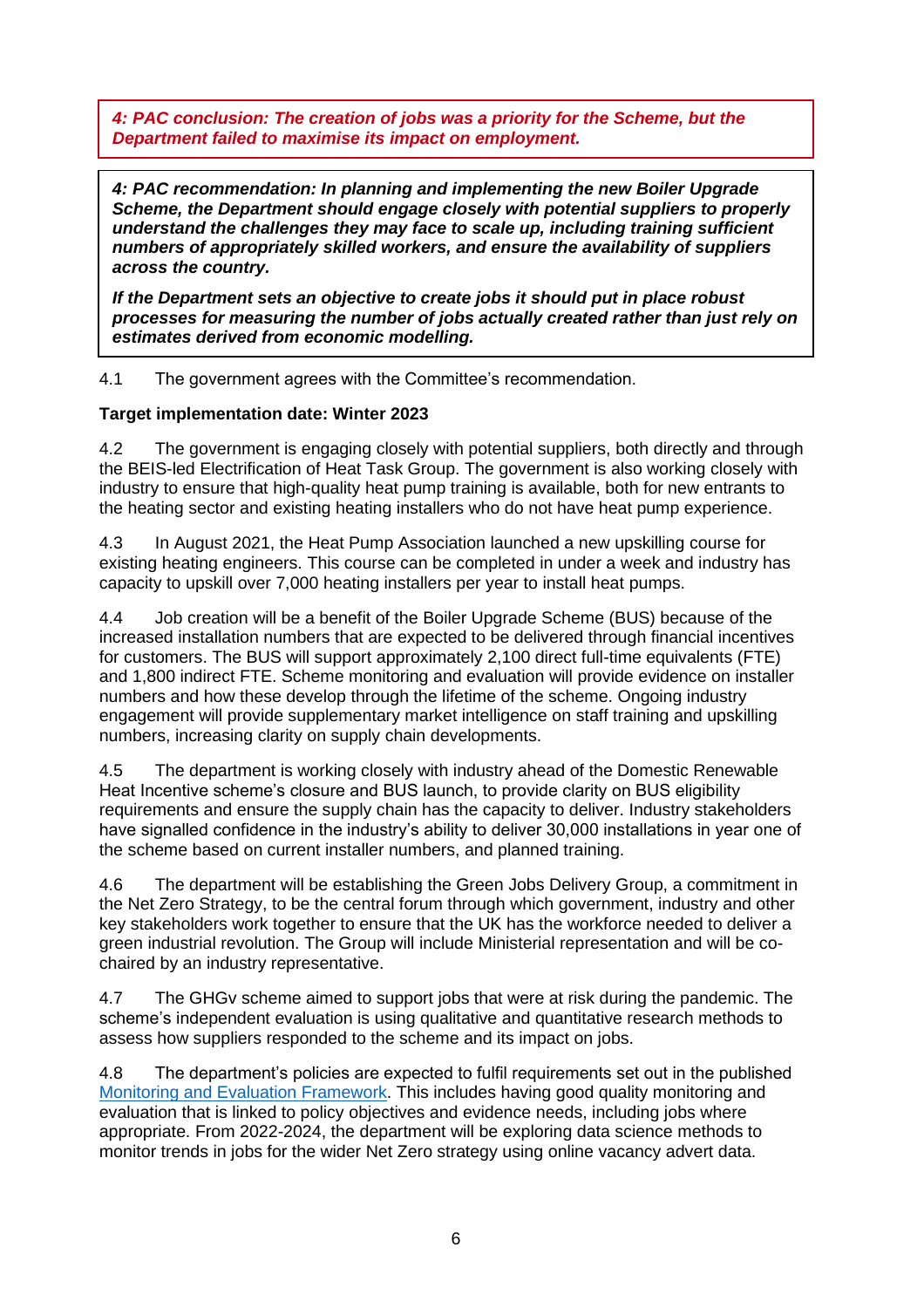***4: PAC conclusion: The creation of jobs was a priority for the Scheme, but the Department failed to maximise its impact on employment.***

***4: PAC recommendation: In planning and implementing the new Boiler Upgrade Scheme, the Department should engage closely with potential suppliers to properly understand the challenges they may face to scale up, including training sufficient numbers of appropriately skilled workers, and ensure the availability of suppliers across the country.***

***If the Department sets an objective to create jobs it should put in place robust processes for measuring the number of jobs actually created rather than just rely on estimates derived from economic modelling.***

4.1 The government agrees with the Committee's recommendation.

**Target implementation date: Winter 2023**

4.2 The government is engaging closely with potential suppliers, both directly and through the BEIS-led Electrification of Heat Task Group. The government is also working closely with industry to ensure that high-quality heat pump training is available, both for new entrants to the heating sector and existing heating installers who do not have heat pump experience.

4.3 In August 2021, the Heat Pump Association launched a new upskilling course for existing heating engineers. This course can be completed in under a week and industry has capacity to upskill over 7,000 heating installers per year to install heat pumps.

4.4 Job creation will be a benefit of the Boiler Upgrade Scheme (BUS) because of the increased installation numbers that are expected to be delivered through financial incentives for customers. The BUS will support approximately 2,100 direct full-time equivalents (FTE) and 1,800 indirect FTE. Scheme monitoring and evaluation will provide evidence on installer numbers and how these develop through the lifetime of the scheme. Ongoing industry engagement will provide supplementary market intelligence on staff training and upskilling numbers, increasing clarity on supply chain developments.

4.5 The department is working closely with industry ahead of the Domestic Renewable Heat Incentive scheme's closure and BUS launch, to provide clarity on BUS eligibility requirements and ensure the supply chain has the capacity to deliver. Industry stakeholders have signalled confidence in the industry's ability to deliver 30,000 installations in year one of the scheme based on current installer numbers, and planned training.

4.6 The department will be establishing the Green Jobs Delivery Group, a commitment in the Net Zero Strategy, to be the central forum through which government, industry and other key stakeholders work together to ensure that the UK has the workforce needed to deliver a green industrial revolution. The Group will include Ministerial representation and will be co-chaired by an industry representative.

4.7 The GHGv scheme aimed to support jobs that were at risk during the pandemic. The scheme's independent evaluation is using qualitative and quantitative research methods to assess how suppliers responded to the scheme and its impact on jobs.

4.8 The department's policies are expected to fulfil requirements set out in the published Monitoring and Evaluation Framework. This includes having good quality monitoring and evaluation that is linked to policy objectives and evidence needs, including jobs where appropriate. From 2022-2024, the department will be exploring data science methods to monitor trends in jobs for the wider Net Zero strategy using online vacancy advert data.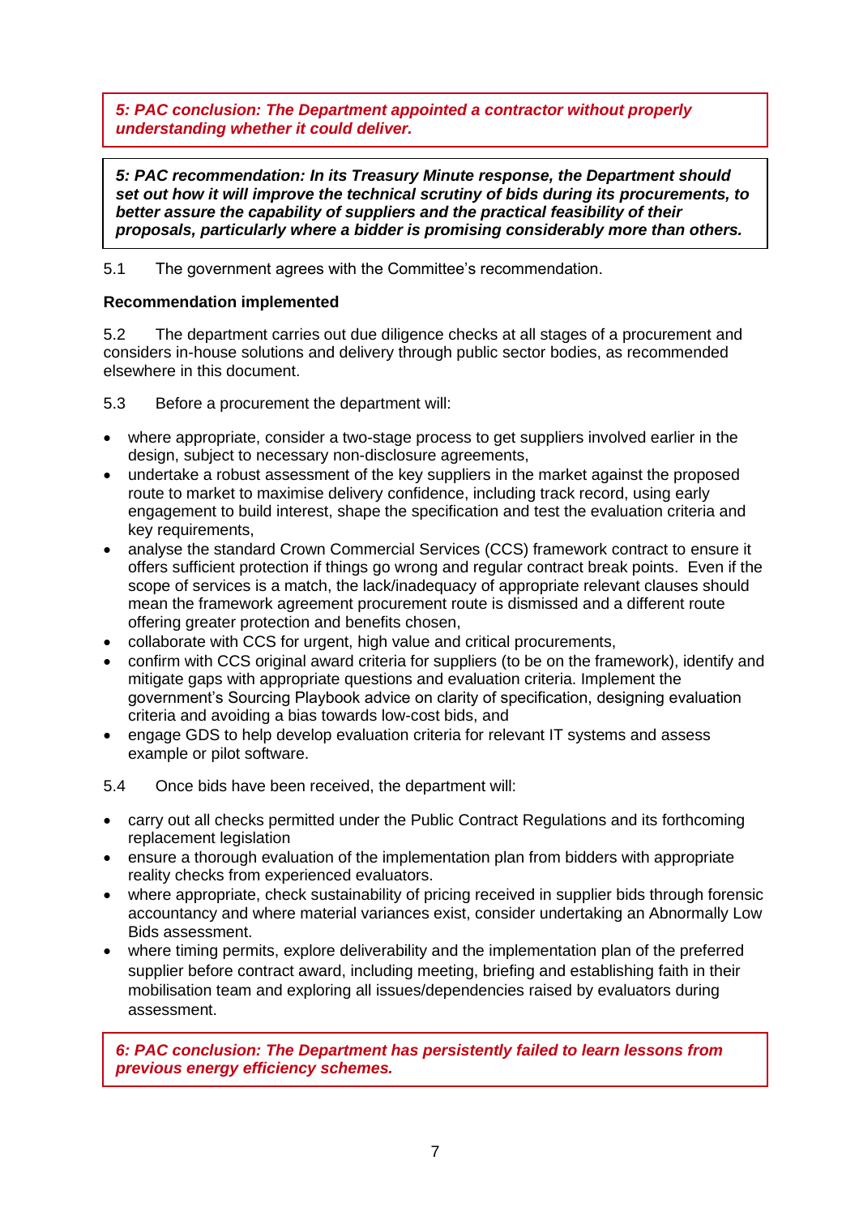***5: PAC conclusion: The Department appointed a contractor without properly understanding whether it could deliver.***

***5: PAC recommendation: In its Treasury Minute response, the Department should set out how it will improve the technical scrutiny of bids during its procurements, to better assure the capability of suppliers and the practical feasibility of their proposals, particularly where a bidder is promising considerably more than others.***

5.1 The government agrees with the Committee's recommendation.

**Recommendation implemented**

5.2 The department carries out due diligence checks at all stages of a procurement and considers in-house solutions and delivery through public sector bodies, as recommended elsewhere in this document.

5.3 Before a procurement the department will:

- where appropriate, consider a two-stage process to get suppliers involved earlier in the design, subject to necessary non-disclosure agreements,
- undertake a robust assessment of the key suppliers in the market against the proposed route to market to maximise delivery confidence, including track record, using early engagement to build interest, shape the specification and test the evaluation criteria and key requirements,
- analyse the standard Crown Commercial Services (CCS) framework contract to ensure it offers sufficient protection if things go wrong and regular contract break points. Even if the scope of services is a match, the lack/inadequacy of appropriate relevant clauses should mean the framework agreement procurement route is dismissed and a different route offering greater protection and benefits chosen,
- collaborate with CCS for urgent, high value and critical procurements,
- confirm with CCS original award criteria for suppliers (to be on the framework), identify and mitigate gaps with appropriate questions and evaluation criteria. Implement the government's Sourcing Playbook advice on clarity of specification, designing evaluation criteria and avoiding a bias towards low-cost bids, and
- engage GDS to help develop evaluation criteria for relevant IT systems and assess example or pilot software.

5.4 Once bids have been received, the department will:

- carry out all checks permitted under the Public Contract Regulations and its forthcoming replacement legislation
- ensure a thorough evaluation of the implementation plan from bidders with appropriate reality checks from experienced evaluators.
- where appropriate, check sustainability of pricing received in supplier bids through forensic accountancy and where material variances exist, consider undertaking an Abnormally Low Bids assessment.
- where timing permits, explore deliverability and the implementation plan of the preferred supplier before contract award, including meeting, briefing and establishing faith in their mobilisation team and exploring all issues/dependencies raised by evaluators during assessment.

***6: PAC conclusion: The Department has persistently failed to learn lessons from previous energy efficiency schemes.***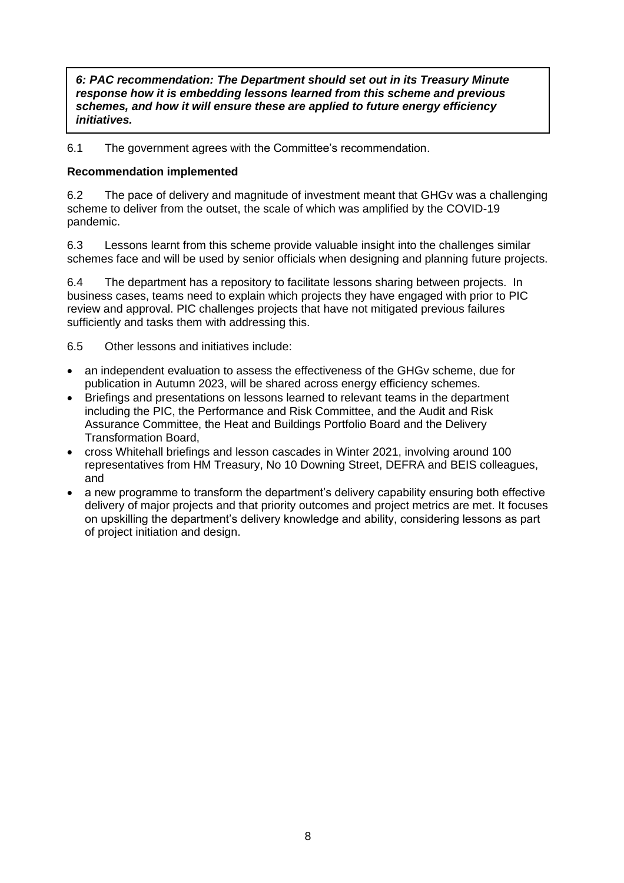***6: PAC recommendation: The Department should set out in its Treasury Minute response how it is embedding lessons learned from this scheme and previous schemes, and how it will ensure these are applied to future energy efficiency initiatives.***

6.1 The government agrees with the Committee's recommendation.

**Recommendation implemented**

6.2 The pace of delivery and magnitude of investment meant that GHGv was a challenging scheme to deliver from the outset, the scale of which was amplified by the COVID-19 pandemic.

6.3 Lessons learnt from this scheme provide valuable insight into the challenges similar schemes face and will be used by senior officials when designing and planning future projects.

6.4 The department has a repository to facilitate lessons sharing between projects. In business cases, teams need to explain which projects they have engaged with prior to PIC review and approval. PIC challenges projects that have not mitigated previous failures sufficiently and tasks them with addressing this.

6.5 Other lessons and initiatives include:

- an independent evaluation to assess the effectiveness of the GHGv scheme, due for publication in Autumn 2023, will be shared across energy efficiency schemes.
- Briefings and presentations on lessons learned to relevant teams in the department including the PIC, the Performance and Risk Committee, and the Audit and Risk Assurance Committee, the Heat and Buildings Portfolio Board and the Delivery Transformation Board,
- cross Whitehall briefings and lesson cascades in Winter 2021, involving around 100 representatives from HM Treasury, No 10 Downing Street, DEFRA and BEIS colleagues, and
- a new programme to transform the department's delivery capability ensuring both effective delivery of major projects and that priority outcomes and project metrics are met. It focuses on upskilling the department's delivery knowledge and ability, considering lessons as part of project initiation and design.